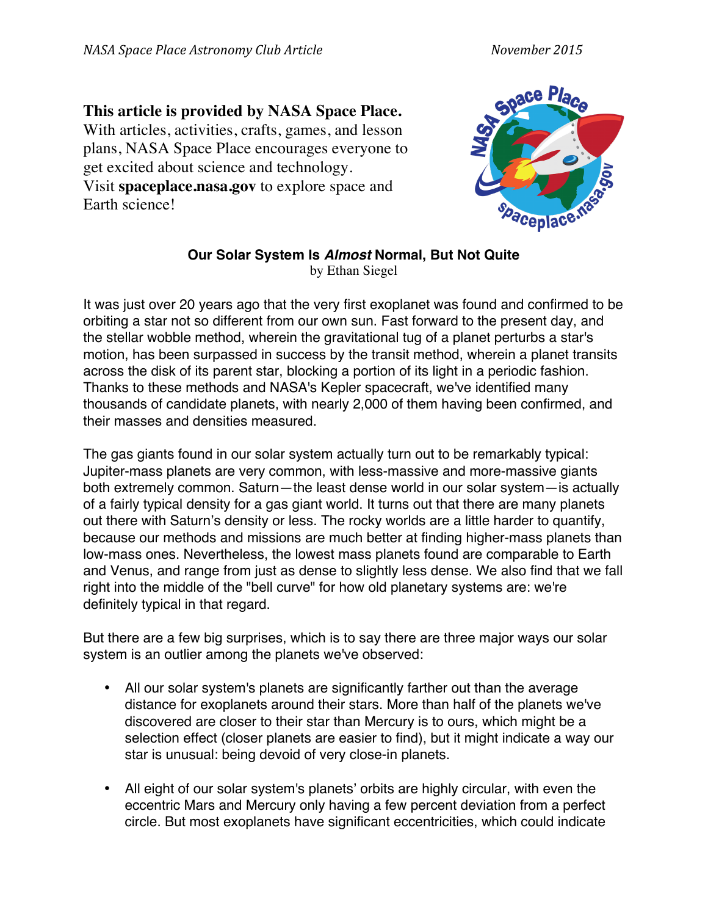**This article is provided by NASA Space Place.**
With articles, activities, crafts, games, and lesson plans, NASA Space Place encourages everyone to get excited about science and technology.
Visit **spaceplace.nasa.gov** to explore space and Earth science!

## Our Solar System Is *Almost* Normal, But Not Quite

by Ethan Siegel

It was just over 20 years ago that the very first exoplanet was found and confirmed to be orbiting a star not so different from our own sun. Fast forward to the present day, and the stellar wobble method, wherein the gravitational tug of a planet perturbs a star's motion, has been surpassed in success by the transit method, wherein a planet transits across the disk of its parent star, blocking a portion of its light in a periodic fashion. Thanks to these methods and NASA's Kepler spacecraft, we've identified many thousands of candidate planets, with nearly 2,000 of them having been confirmed, and their masses and densities measured.

The gas giants found in our solar system actually turn out to be remarkably typical: Jupiter-mass planets are very common, with less-massive and more-massive giants both extremely common. Saturn—the least dense world in our solar system—is actually of a fairly typical density for a gas giant world. It turns out that there are many planets out there with Saturn's density or less. The rocky worlds are a little harder to quantify, because our methods and missions are much better at finding higher-mass planets than low-mass ones. Nevertheless, the lowest mass planets found are comparable to Earth and Venus, and range from just as dense to slightly less dense. We also find that we fall right into the middle of the "bell curve" for how old planetary systems are: we're definitely typical in that regard.

But there are a few big surprises, which is to say there are three major ways our solar system is an outlier among the planets we've observed:

- All our solar system's planets are significantly farther out than the average distance for exoplanets around their stars. More than half of the planets we've discovered are closer to their star than Mercury is to ours, which might be a selection effect (closer planets are easier to find), but it might indicate a way our star is unusual: being devoid of very close-in planets.
- All eight of our solar system's planets' orbits are highly circular, with even the eccentric Mars and Mercury only having a few percent deviation from a perfect circle. But most exoplanets have significant eccentricities, which could indicate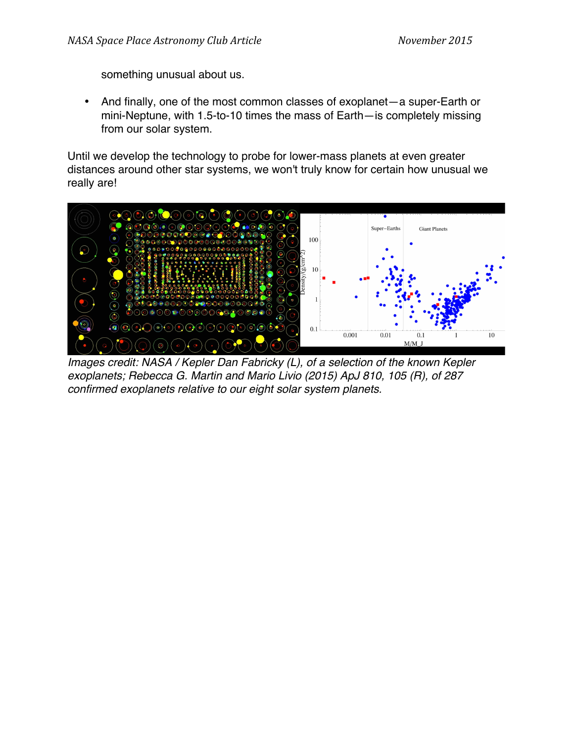something unusual about us.

- And finally, one of the most common classes of exoplanet—a super-Earth or mini-Neptune, with 1.5-to-10 times the mass of Earth—is completely missing from our solar system.

Until we develop the technology to probe for lower-mass planets at even greater distances around other star systems, we won't truly know for certain how unusual we really are!

Super–Earths

Giant Planets

Density/(g/cm^2)

100

10

1

0.1

0.001

0.01

0.1

1

10

M/M_J

*Images credit: NASA / Kepler Dan Fabricky (L), of a selection of the known Kepler exoplanets; Rebecca G. Martin and Mario Livio (2015) ApJ 810, 105 (R), of 287 confirmed exoplanets relative to our eight solar system planets.*